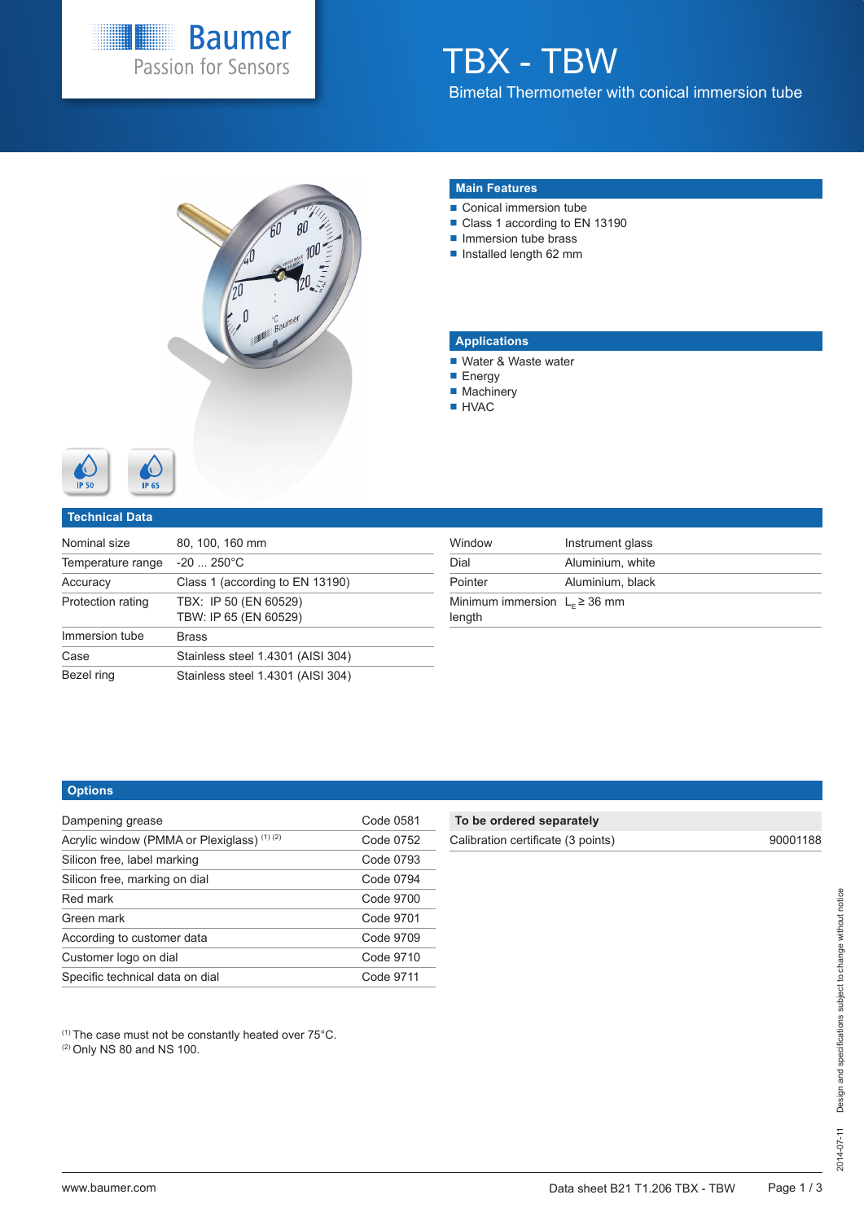# TBX - TBW

Bimetal Thermometer with conical immersion tube

## Main Features

- Conical immersion tube
- Class 1 according to EN 13190
- Immersion tube brass
- Installed length 62 mm

## Applications

- Water & Waste water
- Energy
- Machinery
- HVAC

IP 50 IP 65

## Technical Data

| | |
|---|---|
| Nominal size | 80, 100, 160 mm |
| Temperature range | -20 ... 250°C |
| Accuracy | Class 1 (according to EN 13190) |
| Protection rating | TBX: IP 50 (EN 60529)<br>TBW: IP 65 (EN 60529) |
| Immersion tube | Brass |
| Case | Stainless steel 1.4301 (AISI 304) |
| Bezel ring | Stainless steel 1.4301 (AISI 304) |

| | |
|---|---|
| Window | Instrument glass |
| Dial | Aluminium, white |
| Pointer | Aluminium, black |
| Minimum immersion length | $L_E \geq 36$ mm |

## Options

| | |
|---|---|
| Dampening grease | Code 0581 |
| Acrylic window (PMMA or Plexiglass) [1] [2] | Code 0752 |
| Silicon free, label marking | Code 0793 |
| Silicon free, marking on dial | Code 0794 |
| Red mark | Code 9700 |
| Green mark | Code 9701 |
| According to customer data | Code 9709 |
| Customer logo on dial | Code 9710 |
| Specific technical data on dial | Code 9711 |

| To be ordered separately | |
|---|---|
| Calibration certificate (3 points) | 90001188 |

[1] The case must not be constantly heated over 75°C.
[2] Only NS 80 and NS 100.

2014-07-11 Design and specifications subject to change without notice

www.baumer.com

Data sheet B21 T1.206 TBX - TBW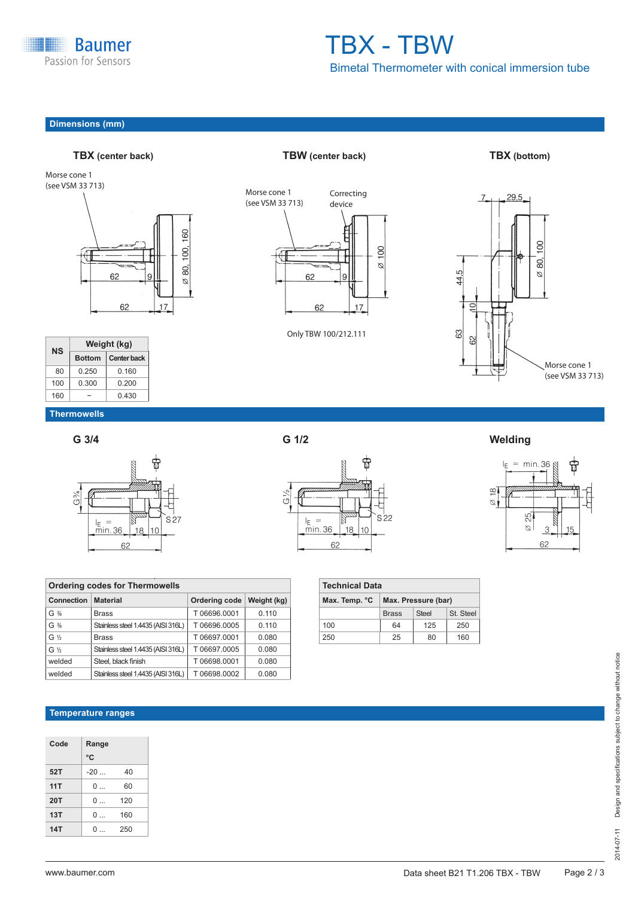## Dimensions (mm)

**TBX** (center back)

Morse cone 1
(see VSM 33 713)

62 9
Ø 80, 100, 160
62 17

**TBW** (center back)

Morse cone 1
(see VSM 33 713)

Correcting device

62 9
Ø 100
62 17

Only TBW 100/212.111

**TBX** (bottom)

7 29.5
Ø 80, 100
44.5
10
63
62

Morse cone 1
(see VSM 33 713)

| NS | Weight (kg) | |
|---|---|---|
| | Bottom | Center back |
| 80 | 0.250 | 0.160 |
| 100 | 0.300 | 0.200 |
| 160 | – | 0.430 |

## Thermowells

**G 3/4**

G ¾
$l_E$ = min. 36 18 10
S 27
62

**G 1/2**

G ½
$l_E$ = min. 36 18 10
S 22
62

**Welding**

$l_E$ = min. 36
Ø 18
Ø 25
3 15
62

| Ordering codes for Thermowells | | | |
|---|---|---|---|
| Connection | Material | Ordering code | Weight (kg) |
| G ¾ | Brass | T 06696.0001 | 0.110 |
| G ¾ | Stainless steel 1.4435 (AISI 316L) | T 06696.0005 | 0.110 |
| G ½ | Brass | T 06697.0001 | 0.080 |
| G ½ | Stainless steel 1.4435 (AISI 316L) | T 06697.0005 | 0.080 |
| welded | Steel, black finish | T 06698.0001 | 0.080 |
| welded | Stainless steel 1.4435 (AISI 316L) | T 06698.0002 | 0.080 |

| Technical Data | | | |
|---|---|---|---|
| Max. Temp. °C | Max. Pressure (bar) | | |
| | Brass | Steel | St. Steel |
| 100 | 64 | 125 | 250 |
| 250 | 25 | 80 | 160 |

## Temperature ranges

| Code | Range °C |
|---|---|
| 52T | -20 ... 40 |
| 11T | 0 ... 60 |
| 20T | 0 ... 120 |
| 13T | 0 ... 160 |
| 14T | 0 ... 250 |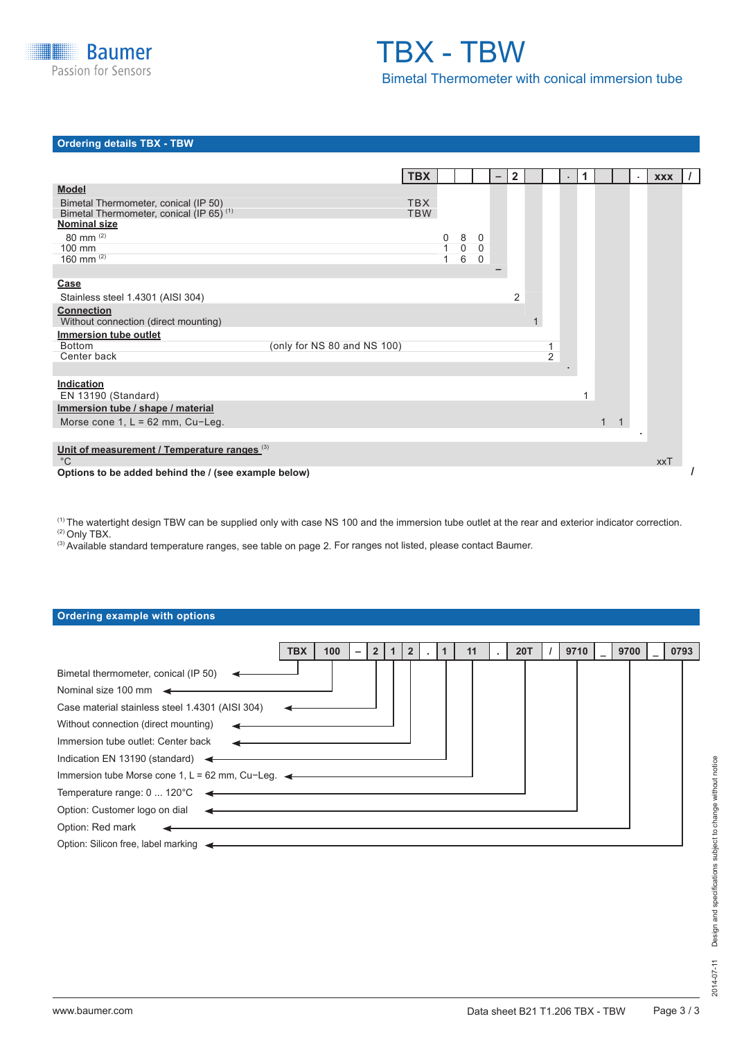# TBX - TBW

Bimetal Thermometer with conical immersion tube

## Ordering details TBX - TBW

| | TBX | | | | – | 2 | | | . | 1 | | | . | xxx | / |
|---|---|---|---|---|---|---|---|---|---|---|---|---|---|---|---|
| **Model** | | | | | | | | | | | | | | | |
| Bimetal Thermometer, conical (IP 50) | TBX | | | | | | | | | | | | | | |
| Bimetal Thermometer, conical (IP 65) [1] | TBW | | | | | | | | | | | | | | |
| **Nominal size** | | | | | | | | | | | | | | | |
| 80 mm [2] | | 0 | 8 | 0 | | | | | | | | | | | |
| 100 mm | | 1 | 0 | 0 | | | | | | | | | | | |
| 160 mm [2] | | 1 | 6 | 0 | | | | | | | | | | | |
| | | | | | – | | | | | | | | | | |
| **Case** | | | | | | | | | | | | | | | |
| Stainless steel 1.4301 (AISI 304) | | | | | | 2 | | | | | | | | | |
| **Connection** | | | | | | | | | | | | | | | |
| Without connection (direct mounting) | | | | | | | 1 | | | | | | | | |
| **Immersion tube outlet** | | | | | | | | | | | | | | | |
| Bottom (only for NS 80 and NS 100) | | | | | | | | 1 | | | | | | | |
| Center back | | | | | | | | 2 | | | | | | | |
| | | | | | | | | | . | | | | | | |
| **Indication** | | | | | | | | | | | | | | | |
| EN 13190 (Standard) | | | | | | | | | | 1 | | | | | |
| **Immersion tube / shape / material** | | | | | | | | | | | | | | | |
| Morse cone 1, L = 62 mm, Cu−Leg. | | | | | | | | | | | 1 | 1 | | | |
| | | | | | | | | | | | | | . | | |
| **Unit of measurement / Temperature ranges** [3] | | | | | | | | | | | | | | | |
| °C | | | | | | | | | | | | | | xxT | |
| **Options to be added behind the / (see example below)** | | | | | | | | | | | | | | | / |

[1] The watertight design TBW can be supplied only with case NS 100 and the immersion tube outlet at the rear and exterior indicator correction.
[2] Only TBX.
[3] Available standard temperature ranges, see table on page 2. For ranges not listed, please contact Baumer.

## Ordering example with options

| TBX | 100 | – | 2 | 1 | 2 | . | 1 | 11 | . | 20T | / | 9710 | _ | 9700 | _ | 0793 |
|---|---|---|---|---|---|---|---|---|---|---|---|---|---|---|---|---|

- TBX: Bimetal thermometer, conical (IP 50)
- 100: Nominal size 100 mm
- 2: Case material stainless steel 1.4301 (AISI 304)
- 1: Without connection (direct mounting)
- 2: Immersion tube outlet: Center back
- 1: Indication EN 13190 (standard)
- 11: Immersion tube Morse cone 1, L = 62 mm, Cu−Leg.
- 20T: Temperature range: 0 ... 120°C
- 9710: Option: Customer logo on dial
- 9700: Option: Red mark
- 0793: Option: Silicon free, label marking

Design and specifications subject to change without notice

2014-07-11

www.baumer.com

Data sheet B21 T1.206 TBX - TBW